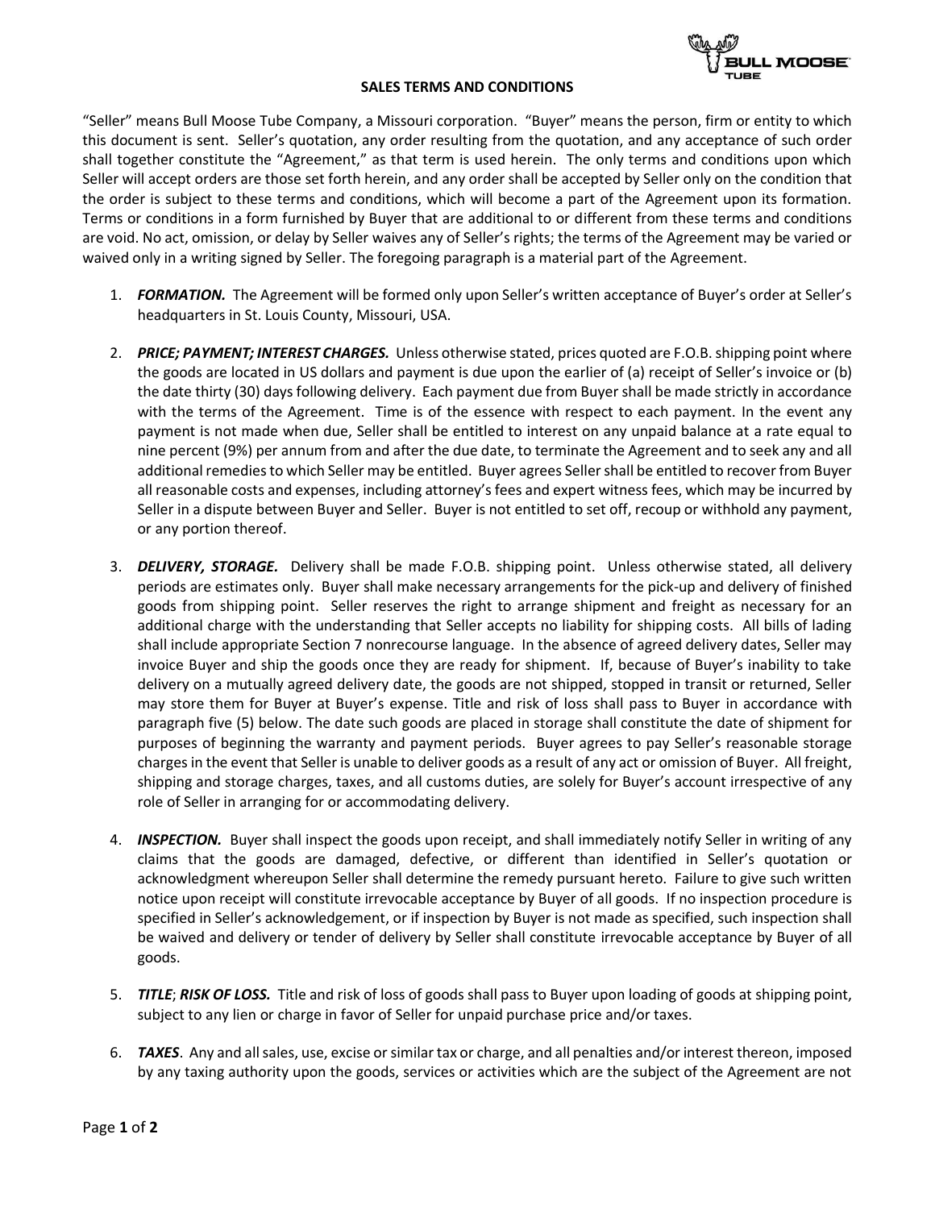## SALES TERMS AND CONDITIONS

"Seller" means Bull Moose Tube Company, a Missouri corporation. "Buyer" means the person, firm or entity to which this document is sent. Seller's quotation, any order resulting from the quotation, and any acceptance of such order shall together constitute the "Agreement," as that term is used herein. The only terms and conditions upon which Seller will accept orders are those set forth herein, and any order shall be accepted by Seller only on the condition that the order is subject to these terms and conditions, which will become a part of the Agreement upon its formation. Terms or conditions in a form furnished by Buyer that are additional to or different from these terms and conditions are void. No act, omission, or delay by Seller waives any of Seller's rights; the terms of the Agreement may be varied or waived only in a writing signed by Seller. The foregoing paragraph is a material part of the Agreement.

1. ***FORMATION.*** The Agreement will be formed only upon Seller's written acceptance of Buyer's order at Seller's headquarters in St. Louis County, Missouri, USA.

2. ***PRICE; PAYMENT; INTEREST CHARGES.*** Unless otherwise stated, prices quoted are F.O.B. shipping point where the goods are located in US dollars and payment is due upon the earlier of (a) receipt of Seller's invoice or (b) the date thirty (30) days following delivery. Each payment due from Buyer shall be made strictly in accordance with the terms of the Agreement. Time is of the essence with respect to each payment. In the event any payment is not made when due, Seller shall be entitled to interest on any unpaid balance at a rate equal to nine percent (9%) per annum from and after the due date, to terminate the Agreement and to seek any and all additional remedies to which Seller may be entitled. Buyer agrees Seller shall be entitled to recover from Buyer all reasonable costs and expenses, including attorney's fees and expert witness fees, which may be incurred by Seller in a dispute between Buyer and Seller. Buyer is not entitled to set off, recoup or withhold any payment, or any portion thereof.

3. ***DELIVERY, STORAGE.*** Delivery shall be made F.O.B. shipping point. Unless otherwise stated, all delivery periods are estimates only. Buyer shall make necessary arrangements for the pick-up and delivery of finished goods from shipping point. Seller reserves the right to arrange shipment and freight as necessary for an additional charge with the understanding that Seller accepts no liability for shipping costs. All bills of lading shall include appropriate Section 7 nonrecourse language. In the absence of agreed delivery dates, Seller may invoice Buyer and ship the goods once they are ready for shipment. If, because of Buyer's inability to take delivery on a mutually agreed delivery date, the goods are not shipped, stopped in transit or returned, Seller may store them for Buyer at Buyer's expense. Title and risk of loss shall pass to Buyer in accordance with paragraph five (5) below. The date such goods are placed in storage shall constitute the date of shipment for purposes of beginning the warranty and payment periods. Buyer agrees to pay Seller's reasonable storage charges in the event that Seller is unable to deliver goods as a result of any act or omission of Buyer. All freight, shipping and storage charges, taxes, and all customs duties, are solely for Buyer's account irrespective of any role of Seller in arranging for or accommodating delivery.

4. ***INSPECTION.*** Buyer shall inspect the goods upon receipt, and shall immediately notify Seller in writing of any claims that the goods are damaged, defective, or different than identified in Seller's quotation or acknowledgment whereupon Seller shall determine the remedy pursuant hereto. Failure to give such written notice upon receipt will constitute irrevocable acceptance by Buyer of all goods. If no inspection procedure is specified in Seller's acknowledgement, or if inspection by Buyer is not made as specified, such inspection shall be waived and delivery or tender of delivery by Seller shall constitute irrevocable acceptance by Buyer of all goods.

5. ***TITLE; RISK OF LOSS.*** Title and risk of loss of goods shall pass to Buyer upon loading of goods at shipping point, subject to any lien or charge in favor of Seller for unpaid purchase price and/or taxes.

6. ***TAXES.*** Any and all sales, use, excise or similar tax or charge, and all penalties and/or interest thereon, imposed by any taxing authority upon the goods, services or activities which are the subject of the Agreement are not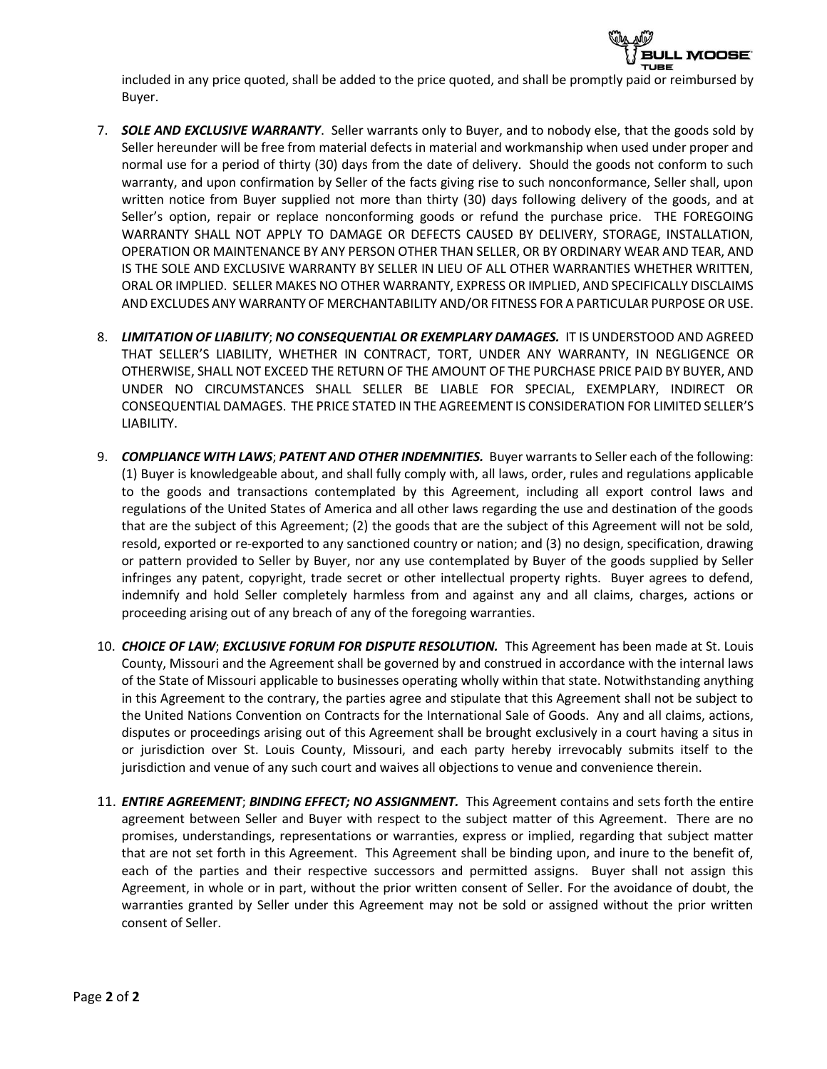included in any price quoted, shall be added to the price quoted, and shall be promptly paid or reimbursed by Buyer.

7. ***SOLE AND EXCLUSIVE WARRANTY***. Seller warrants only to Buyer, and to nobody else, that the goods sold by Seller hereunder will be free from material defects in material and workmanship when used under proper and normal use for a period of thirty (30) days from the date of delivery. Should the goods not conform to such warranty, and upon confirmation by Seller of the facts giving rise to such nonconformance, Seller shall, upon written notice from Buyer supplied not more than thirty (30) days following delivery of the goods, and at Seller's option, repair or replace nonconforming goods or refund the purchase price. THE FOREGOING WARRANTY SHALL NOT APPLY TO DAMAGE OR DEFECTS CAUSED BY DELIVERY, STORAGE, INSTALLATION, OPERATION OR MAINTENANCE BY ANY PERSON OTHER THAN SELLER, OR BY ORDINARY WEAR AND TEAR, AND IS THE SOLE AND EXCLUSIVE WARRANTY BY SELLER IN LIEU OF ALL OTHER WARRANTIES WHETHER WRITTEN, ORAL OR IMPLIED. SELLER MAKES NO OTHER WARRANTY, EXPRESS OR IMPLIED, AND SPECIFICALLY DISCLAIMS AND EXCLUDES ANY WARRANTY OF MERCHANTABILITY AND/OR FITNESS FOR A PARTICULAR PURPOSE OR USE.

8. ***LIMITATION OF LIABILITY***; ***NO CONSEQUENTIAL OR EXEMPLARY DAMAGES.*** IT IS UNDERSTOOD AND AGREED THAT SELLER'S LIABILITY, WHETHER IN CONTRACT, TORT, UNDER ANY WARRANTY, IN NEGLIGENCE OR OTHERWISE, SHALL NOT EXCEED THE RETURN OF THE AMOUNT OF THE PURCHASE PRICE PAID BY BUYER, AND UNDER NO CIRCUMSTANCES SHALL SELLER BE LIABLE FOR SPECIAL, EXEMPLARY, INDIRECT OR CONSEQUENTIAL DAMAGES. THE PRICE STATED IN THE AGREEMENT IS CONSIDERATION FOR LIMITED SELLER'S LIABILITY.

9. ***COMPLIANCE WITH LAWS***; ***PATENT AND OTHER INDEMNITIES.*** Buyer warrants to Seller each of the following: (1) Buyer is knowledgeable about, and shall fully comply with, all laws, order, rules and regulations applicable to the goods and transactions contemplated by this Agreement, including all export control laws and regulations of the United States of America and all other laws regarding the use and destination of the goods that are the subject of this Agreement; (2) the goods that are the subject of this Agreement will not be sold, resold, exported or re-exported to any sanctioned country or nation; and (3) no design, specification, drawing or pattern provided to Seller by Buyer, nor any use contemplated by Buyer of the goods supplied by Seller infringes any patent, copyright, trade secret or other intellectual property rights. Buyer agrees to defend, indemnify and hold Seller completely harmless from and against any and all claims, charges, actions or proceeding arising out of any breach of any of the foregoing warranties.

10. ***CHOICE OF LAW***; ***EXCLUSIVE FORUM FOR DISPUTE RESOLUTION.*** This Agreement has been made at St. Louis County, Missouri and the Agreement shall be governed by and construed in accordance with the internal laws of the State of Missouri applicable to businesses operating wholly within that state. Notwithstanding anything in this Agreement to the contrary, the parties agree and stipulate that this Agreement shall not be subject to the United Nations Convention on Contracts for the International Sale of Goods. Any and all claims, actions, disputes or proceedings arising out of this Agreement shall be brought exclusively in a court having a situs in or jurisdiction over St. Louis County, Missouri, and each party hereby irrevocably submits itself to the jurisdiction and venue of any such court and waives all objections to venue and convenience therein.

11. ***ENTIRE AGREEMENT***; ***BINDING EFFECT; NO ASSIGNMENT.*** This Agreement contains and sets forth the entire agreement between Seller and Buyer with respect to the subject matter of this Agreement. There are no promises, understandings, representations or warranties, express or implied, regarding that subject matter that are not set forth in this Agreement. This Agreement shall be binding upon, and inure to the benefit of, each of the parties and their respective successors and permitted assigns. Buyer shall not assign this Agreement, in whole or in part, without the prior written consent of Seller. For the avoidance of doubt, the warranties granted by Seller under this Agreement may not be sold or assigned without the prior written consent of Seller.